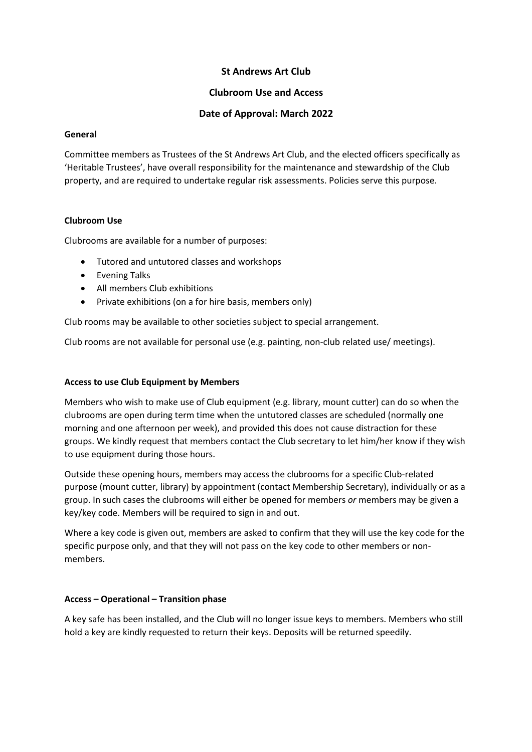# St Andrews Art Club

## Clubroom Use and Access

## Date of Approval: March 2022

### General

Committee members as Trustees of the St Andrews Art Club, and the elected officers specifically as 'Heritable Trustees', have overall responsibility for the maintenance and stewardship of the Club property, and are required to undertake regular risk assessments. Policies serve this purpose.

### Clubroom Use

Clubrooms are available for a number of purposes:

- Tutored and untutored classes and workshops
- Evening Talks
- All members Club exhibitions
- Private exhibitions (on a for hire basis, members only)

Club rooms may be available to other societies subject to special arrangement.

Club rooms are not available for personal use (e.g. painting, non-club related use/ meetings).

### Access to use Club Equipment by Members

Members who wish to make use of Club equipment (e.g. library, mount cutter) can do so when the clubrooms are open during term time when the untutored classes are scheduled (normally one morning and one afternoon per week), and provided this does not cause distraction for these groups. We kindly request that members contact the Club secretary to let him/her know if they wish to use equipment during those hours.

Outside these opening hours, members may access the clubrooms for a specific Club-related purpose (mount cutter, library) by appointment (contact Membership Secretary), individually or as a group. In such cases the clubrooms will either be opened for members *or* members may be given a key/key code. Members will be required to sign in and out.

Where a key code is given out, members are asked to confirm that they will use the key code for the specific purpose only, and that they will not pass on the key code to other members or non-members.

### Access – Operational – Transition phase

A key safe has been installed, and the Club will no longer issue keys to members. Members who still hold a key are kindly requested to return their keys. Deposits will be returned speedily.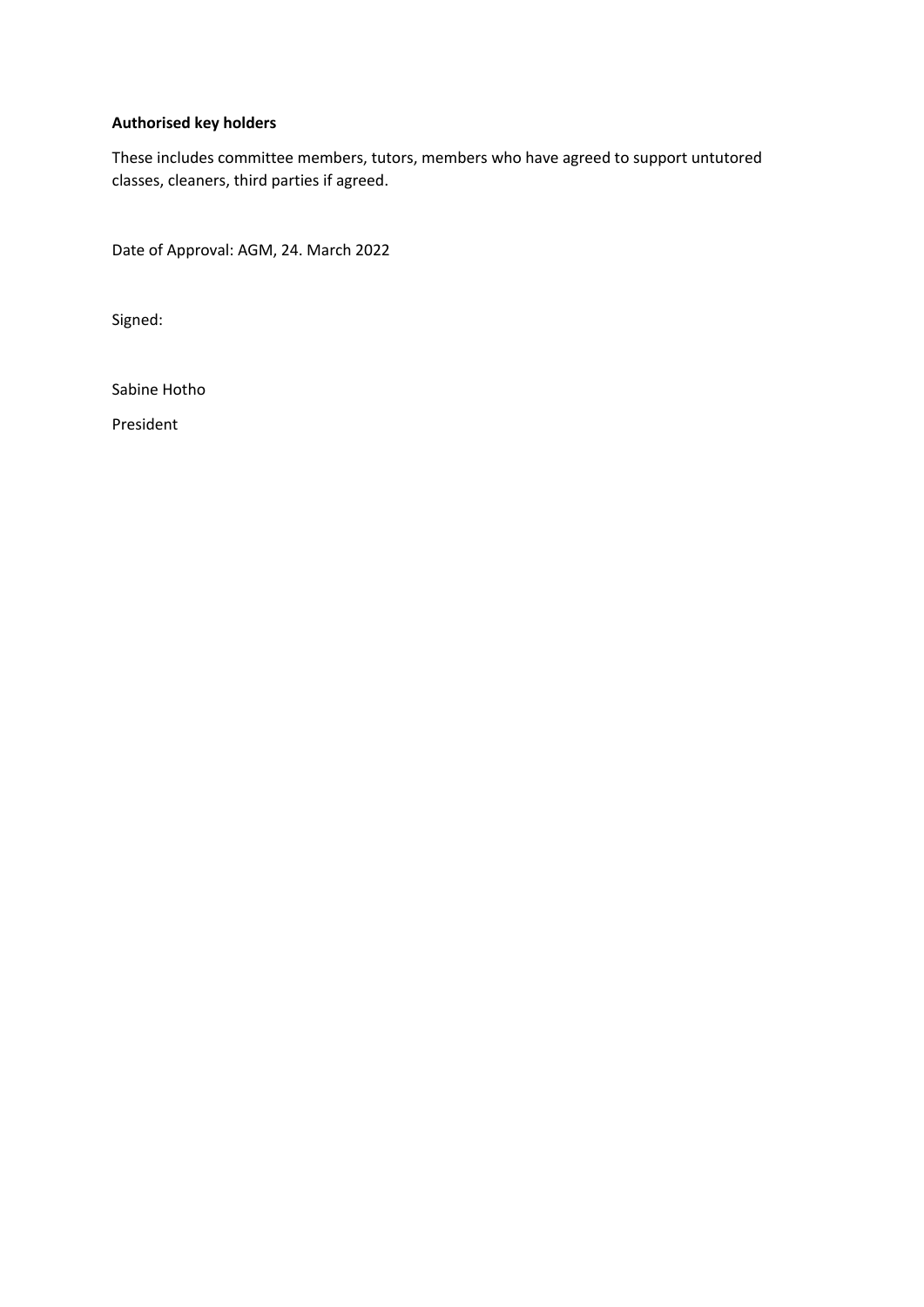**Authorised key holders**

These includes committee members, tutors, members who have agreed to support untutored classes, cleaners, third parties if agreed.

Date of Approval: AGM, 24. March 2022

Signed:

Sabine Hotho

President